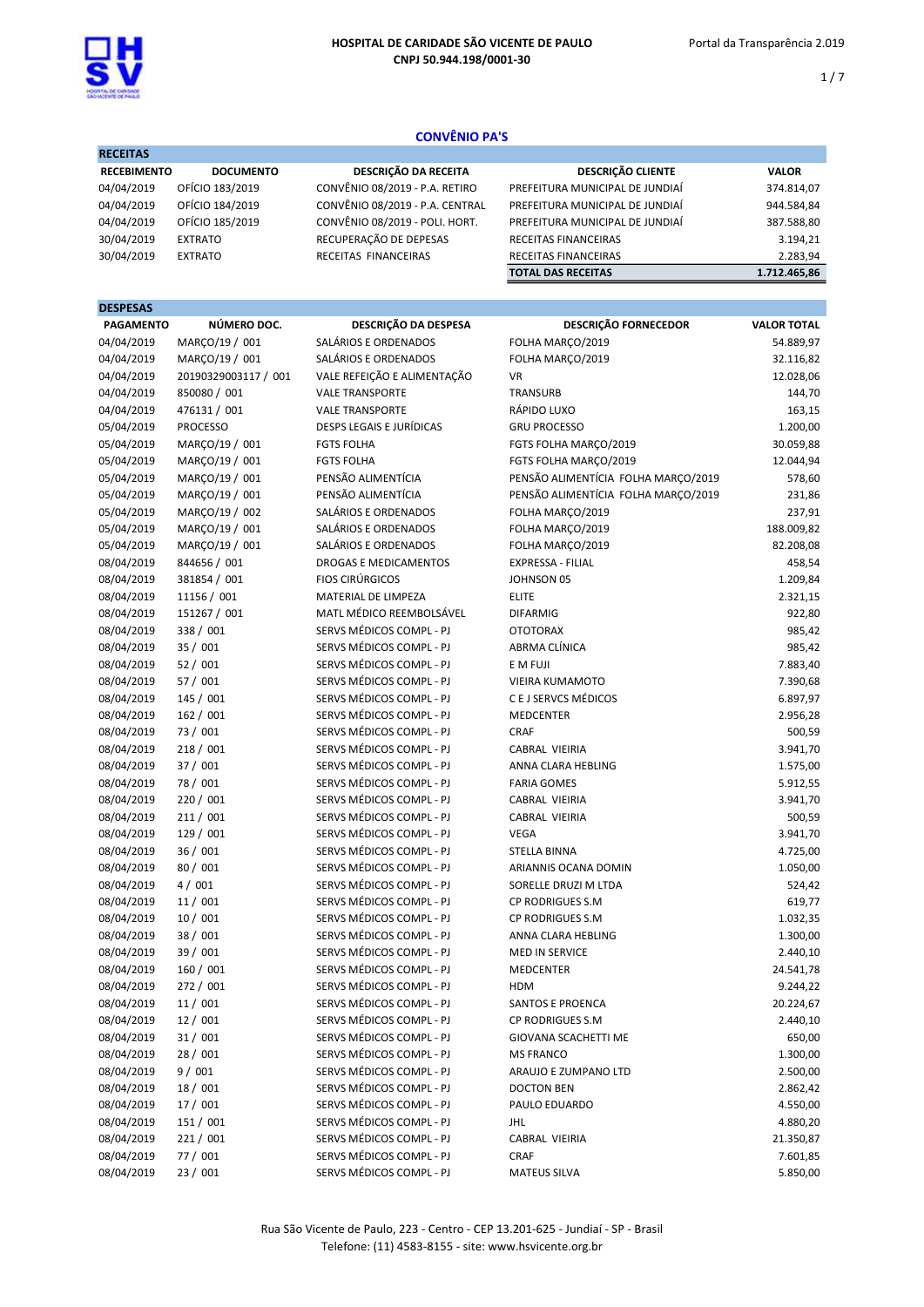# HOSPITAL DE CARIDADE SÃO VICENTE DE PAULO
CNPJ 50.944.198/0001-30

Portal da Transparência 2.019

## CONVÊNIO PA'S

### RECEITAS

| RECEBIMENTO | DOCUMENTO | DESCRIÇÃO DA RECEITA | DESCRIÇÃO CLIENTE | VALOR |
|---|---|---|---|---|
| 04/04/2019 | OFÍCIO 183/2019 | CONVÊNIO 08/2019 - P.A. RETIRO | PREFEITURA MUNICIPAL DE JUNDIAÍ | 374.814,07 |
| 04/04/2019 | OFÍCIO 184/2019 | CONVÊNIO 08/2019 - P.A. CENTRAL | PREFEITURA MUNICIPAL DE JUNDIAÍ | 944.584,84 |
| 04/04/2019 | OFÍCIO 185/2019 | CONVÊNIO 08/2019 - POLI. HORT. | PREFEITURA MUNICIPAL DE JUNDIAÍ | 387.588,80 |
| 30/04/2019 | EXTRATO | RECUPERAÇÃO DE DEPESAS | RECEITAS FINANCEIRAS | 3.194,21 |
| 30/04/2019 | EXTRATO | RECEITAS FINANCEIRAS | RECEITAS FINANCEIRAS | 2.283,94 |
| | | | **TOTAL DAS RECEITAS** | **1.712.465,86** |

### DESPESAS

| PAGAMENTO | NÚMERO DOC. | DESCRIÇÃO DA DESPESA | DESCRIÇÃO FORNECEDOR | VALOR TOTAL |
|---|---|---|---|---|
| 04/04/2019 | MARÇO/19 / 001 | SALÁRIOS E ORDENADOS | FOLHA MARÇO/2019 | 54.889,97 |
| 04/04/2019 | MARÇO/19 / 001 | SALÁRIOS E ORDENADOS | FOLHA MARÇO/2019 | 32.116,82 |
| 04/04/2019 | 20190329003117 / 001 | VALE REFEIÇÃO E ALIMENTAÇÃO | VR | 12.028,06 |
| 04/04/2019 | 850080 / 001 | VALE TRANSPORTE | TRANSURB | 144,70 |
| 04/04/2019 | 476131 / 001 | VALE TRANSPORTE | RÁPIDO LUXO | 163,15 |
| 05/04/2019 | PROCESSO | DESPS LEGAIS E JURÍDICAS | GRU PROCESSO | 1.200,00 |
| 05/04/2019 | MARÇO/19 / 001 | FGTS FOLHA | FGTS FOLHA MARÇO/2019 | 30.059,88 |
| 05/04/2019 | MARÇO/19 / 001 | FGTS FOLHA | FGTS FOLHA MARÇO/2019 | 12.044,94 |
| 05/04/2019 | MARÇO/19 / 001 | PENSÃO ALIMENTÍCIA | PENSÃO ALIMENTÍCIA FOLHA MARÇO/2019 | 578,60 |
| 05/04/2019 | MARÇO/19 / 001 | PENSÃO ALIMENTÍCIA | PENSÃO ALIMENTÍCIA FOLHA MARÇO/2019 | 231,86 |
| 05/04/2019 | MARÇO/19 / 002 | SALÁRIOS E ORDENADOS | FOLHA MARÇO/2019 | 237,91 |
| 05/04/2019 | MARÇO/19 / 001 | SALÁRIOS E ORDENADOS | FOLHA MARÇO/2019 | 188.009,82 |
| 05/04/2019 | MARÇO/19 / 001 | SALÁRIOS E ORDENADOS | FOLHA MARÇO/2019 | 82.208,08 |
| 08/04/2019 | 844656 / 001 | DROGAS E MEDICAMENTOS | EXPRESSA - FILIAL | 458,54 |
| 08/04/2019 | 381854 / 001 | FIOS CIRÚRGICOS | JOHNSON 05 | 1.209,84 |
| 08/04/2019 | 11156 / 001 | MATERIAL DE LIMPEZA | ELITE | 2.321,15 |
| 08/04/2019 | 151267 / 001 | MATL MÉDICO REEMBOLSÁVEL | DIFARMIG | 922,80 |
| 08/04/2019 | 338 / 001 | SERVS MÉDICOS COMPL - PJ | OTOTORAX | 985,42 |
| 08/04/2019 | 35 / 001 | SERVS MÉDICOS COMPL - PJ | ABRMA CLÍNICA | 985,42 |
| 08/04/2019 | 52 / 001 | SERVS MÉDICOS COMPL - PJ | E M FUJI | 7.883,40 |
| 08/04/2019 | 57 / 001 | SERVS MÉDICOS COMPL - PJ | VIEIRA KUMAMOTO | 7.390,68 |
| 08/04/2019 | 145 / 001 | SERVS MÉDICOS COMPL - PJ | C E J SERVCS MÉDICOS | 6.897,97 |
| 08/04/2019 | 162 / 001 | SERVS MÉDICOS COMPL - PJ | MEDCENTER | 2.956,28 |
| 08/04/2019 | 73 / 001 | SERVS MÉDICOS COMPL - PJ | CRAF | 500,59 |
| 08/04/2019 | 218 / 001 | SERVS MÉDICOS COMPL - PJ | CABRAL VIEIRIA | 3.941,70 |
| 08/04/2019 | 37 / 001 | SERVS MÉDICOS COMPL - PJ | ANNA CLARA HEBLING | 1.575,00 |
| 08/04/2019 | 78 / 001 | SERVS MÉDICOS COMPL - PJ | FARIA GOMES | 5.912,55 |
| 08/04/2019 | 220 / 001 | SERVS MÉDICOS COMPL - PJ | CABRAL VIEIRIA | 3.941,70 |
| 08/04/2019 | 211 / 001 | SERVS MÉDICOS COMPL - PJ | CABRAL VIEIRIA | 500,59 |
| 08/04/2019 | 129 / 001 | SERVS MÉDICOS COMPL - PJ | VEGA | 3.941,70 |
| 08/04/2019 | 36 / 001 | SERVS MÉDICOS COMPL - PJ | STELLA BINNA | 4.725,00 |
| 08/04/2019 | 80 / 001 | SERVS MÉDICOS COMPL - PJ | ARIANNIS OCANA DOMIN | 1.050,00 |
| 08/04/2019 | 4 / 001 | SERVS MÉDICOS COMPL - PJ | SORELLE DRUZI M LTDA | 524,42 |
| 08/04/2019 | 11 / 001 | SERVS MÉDICOS COMPL - PJ | CP RODRIGUES S.M | 619,77 |
| 08/04/2019 | 10 / 001 | SERVS MÉDICOS COMPL - PJ | CP RODRIGUES S.M | 1.032,35 |
| 08/04/2019 | 38 / 001 | SERVS MÉDICOS COMPL - PJ | ANNA CLARA HEBLING | 1.300,00 |
| 08/04/2019 | 39 / 001 | SERVS MÉDICOS COMPL - PJ | MED IN SERVICE | 2.440,10 |
| 08/04/2019 | 160 / 001 | SERVS MÉDICOS COMPL - PJ | MEDCENTER | 24.541,78 |
| 08/04/2019 | 272 / 001 | SERVS MÉDICOS COMPL - PJ | HDM | 9.244,22 |
| 08/04/2019 | 11 / 001 | SERVS MÉDICOS COMPL - PJ | SANTOS E PROENCA | 20.224,67 |
| 08/04/2019 | 12 / 001 | SERVS MÉDICOS COMPL - PJ | CP RODRIGUES S.M | 2.440,10 |
| 08/04/2019 | 31 / 001 | SERVS MÉDICOS COMPL - PJ | GIOVANA SCACHETTI ME | 650,00 |
| 08/04/2019 | 28 / 001 | SERVS MÉDICOS COMPL - PJ | MS FRANCO | 1.300,00 |
| 08/04/2019 | 9 / 001 | SERVS MÉDICOS COMPL - PJ | ARAUJO E ZUMPANO LTD | 2.500,00 |
| 08/04/2019 | 18 / 001 | SERVS MÉDICOS COMPL - PJ | DOCTON BEN | 2.862,42 |
| 08/04/2019 | 17 / 001 | SERVS MÉDICOS COMPL - PJ | PAULO EDUARDO | 4.550,00 |
| 08/04/2019 | 151 / 001 | SERVS MÉDICOS COMPL - PJ | JHL | 4.880,20 |
| 08/04/2019 | 221 / 001 | SERVS MÉDICOS COMPL - PJ | CABRAL VIEIRIA | 21.350,87 |
| 08/04/2019 | 77 / 001 | SERVS MÉDICOS COMPL - PJ | CRAF | 7.601,85 |
| 08/04/2019 | 23 / 001 | SERVS MÉDICOS COMPL - PJ | MATEUS SILVA | 5.850,00 |

Rua São Vicente de Paulo, 223 - Centro - CEP 13.201-625 - Jundiaí - SP - Brasil
Telefone: (11) 4583-8155 - site: www.hsvicente.org.br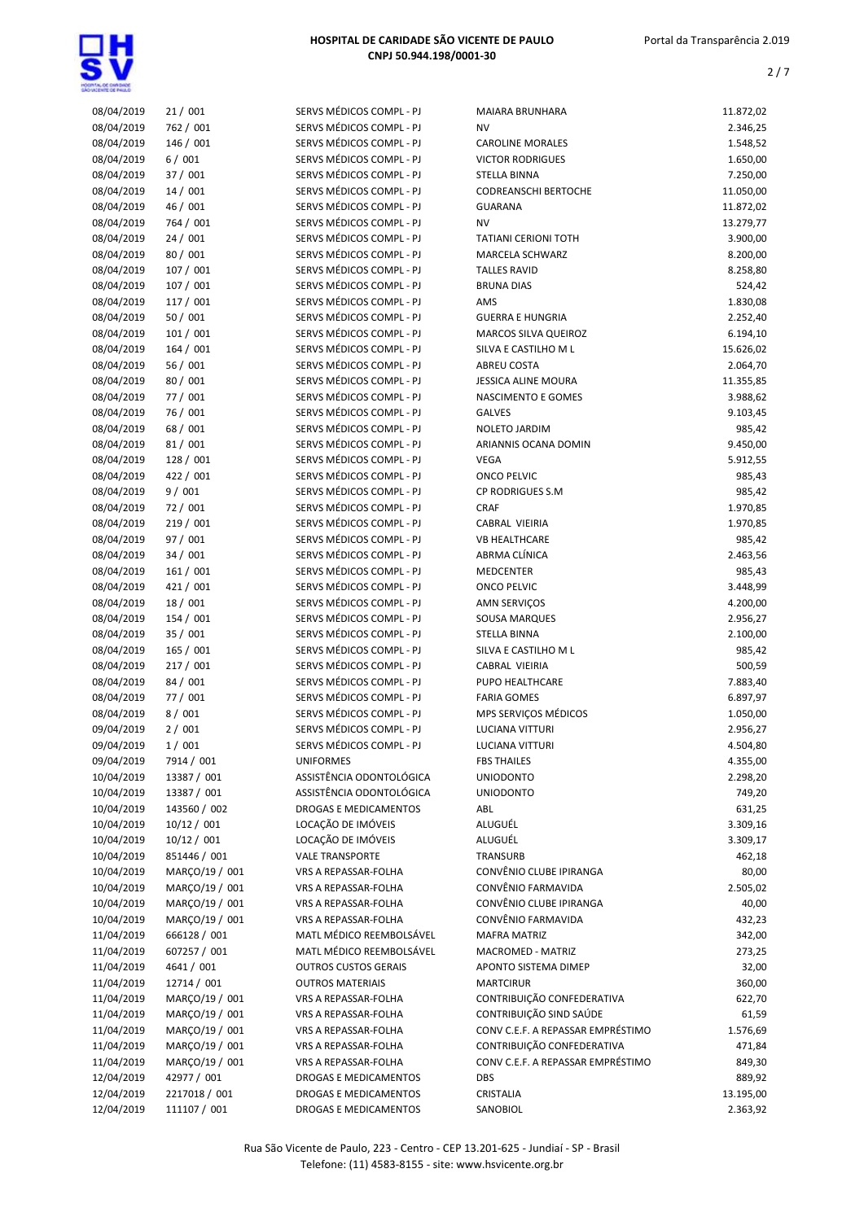| | | | | |
|---|---|---|---|---|
| 08/04/2019 | 21 / 001 | SERVS MÉDICOS COMPL - PJ | MAIARA BRUNHARA | 11.872,02 |
| 08/04/2019 | 762 / 001 | SERVS MÉDICOS COMPL - PJ | NV | 2.346,25 |
| 08/04/2019 | 146 / 001 | SERVS MÉDICOS COMPL - PJ | CAROLINE MORALES | 1.548,52 |
| 08/04/2019 | 6 / 001 | SERVS MÉDICOS COMPL - PJ | VICTOR RODRIGUES | 1.650,00 |
| 08/04/2019 | 37 / 001 | SERVS MÉDICOS COMPL - PJ | STELLA BINNA | 7.250,00 |
| 08/04/2019 | 14 / 001 | SERVS MÉDICOS COMPL - PJ | CODREANSCHI BERTOCHE | 11.050,00 |
| 08/04/2019 | 46 / 001 | SERVS MÉDICOS COMPL - PJ | GUARANA | 11.872,02 |
| 08/04/2019 | 764 / 001 | SERVS MÉDICOS COMPL - PJ | NV | 13.279,77 |
| 08/04/2019 | 24 / 001 | SERVS MÉDICOS COMPL - PJ | TATIANI CERIONI TOTH | 3.900,00 |
| 08/04/2019 | 80 / 001 | SERVS MÉDICOS COMPL - PJ | MARCELA SCHWARZ | 8.200,00 |
| 08/04/2019 | 107 / 001 | SERVS MÉDICOS COMPL - PJ | TALLES RAVID | 8.258,80 |
| 08/04/2019 | 107 / 001 | SERVS MÉDICOS COMPL - PJ | BRUNA DIAS | 524,42 |
| 08/04/2019 | 117 / 001 | SERVS MÉDICOS COMPL - PJ | AMS | 1.830,08 |
| 08/04/2019 | 50 / 001 | SERVS MÉDICOS COMPL - PJ | GUERRA E HUNGRIA | 2.252,40 |
| 08/04/2019 | 101 / 001 | SERVS MÉDICOS COMPL - PJ | MARCOS SILVA QUEIROZ | 6.194,10 |
| 08/04/2019 | 164 / 001 | SERVS MÉDICOS COMPL - PJ | SILVA E CASTILHO M L | 15.626,02 |
| 08/04/2019 | 56 / 001 | SERVS MÉDICOS COMPL - PJ | ABREU COSTA | 2.064,70 |
| 08/04/2019 | 80 / 001 | SERVS MÉDICOS COMPL - PJ | JESSICA ALINE MOURA | 11.355,85 |
| 08/04/2019 | 77 / 001 | SERVS MÉDICOS COMPL - PJ | NASCIMENTO E GOMES | 3.988,62 |
| 08/04/2019 | 76 / 001 | SERVS MÉDICOS COMPL - PJ | GALVES | 9.103,45 |
| 08/04/2019 | 68 / 001 | SERVS MÉDICOS COMPL - PJ | NOLETO JARDIM | 985,42 |
| 08/04/2019 | 81 / 001 | SERVS MÉDICOS COMPL - PJ | ARIANNIS OCANA DOMIN | 9.450,00 |
| 08/04/2019 | 128 / 001 | SERVS MÉDICOS COMPL - PJ | VEGA | 5.912,55 |
| 08/04/2019 | 422 / 001 | SERVS MÉDICOS COMPL - PJ | ONCO PELVIC | 985,43 |
| 08/04/2019 | 9 / 001 | SERVS MÉDICOS COMPL - PJ | CP RODRIGUES S.M | 985,42 |
| 08/04/2019 | 72 / 001 | SERVS MÉDICOS COMPL - PJ | CRAF | 1.970,85 |
| 08/04/2019 | 219 / 001 | SERVS MÉDICOS COMPL - PJ | CABRAL VIEIRIA | 1.970,85 |
| 08/04/2019 | 97 / 001 | SERVS MÉDICOS COMPL - PJ | VB HEALTHCARE | 985,42 |
| 08/04/2019 | 34 / 001 | SERVS MÉDICOS COMPL - PJ | ABRMA CLÍNICA | 2.463,56 |
| 08/04/2019 | 161 / 001 | SERVS MÉDICOS COMPL - PJ | MEDCENTER | 985,43 |
| 08/04/2019 | 421 / 001 | SERVS MÉDICOS COMPL - PJ | ONCO PELVIC | 3.448,99 |
| 08/04/2019 | 18 / 001 | SERVS MÉDICOS COMPL - PJ | AMN SERVIÇOS | 4.200,00 |
| 08/04/2019 | 154 / 001 | SERVS MÉDICOS COMPL - PJ | SOUSA MARQUES | 2.956,27 |
| 08/04/2019 | 35 / 001 | SERVS MÉDICOS COMPL - PJ | STELLA BINNA | 2.100,00 |
| 08/04/2019 | 165 / 001 | SERVS MÉDICOS COMPL - PJ | SILVA E CASTILHO M L | 985,42 |
| 08/04/2019 | 217 / 001 | SERVS MÉDICOS COMPL - PJ | CABRAL VIEIRIA | 500,59 |
| 08/04/2019 | 84 / 001 | SERVS MÉDICOS COMPL - PJ | PUPO HEALTHCARE | 7.883,40 |
| 08/04/2019 | 77 / 001 | SERVS MÉDICOS COMPL - PJ | FARIA GOMES | 6.897,97 |
| 08/04/2019 | 8 / 001 | SERVS MÉDICOS COMPL - PJ | MPS SERVIÇOS MÉDICOS | 1.050,00 |
| 09/04/2019 | 2 / 001 | SERVS MÉDICOS COMPL - PJ | LUCIANA VITTURI | 2.956,27 |
| 09/04/2019 | 1 / 001 | SERVS MÉDICOS COMPL - PJ | LUCIANA VITTURI | 4.504,80 |
| 09/04/2019 | 7914 / 001 | UNIFORMES | FBS THAILES | 4.355,00 |
| 10/04/2019 | 13387 / 001 | ASSISTÊNCIA ODONTOLÓGICA | UNIODONTO | 2.298,20 |
| 10/04/2019 | 13387 / 001 | ASSISTÊNCIA ODONTOLÓGICA | UNIODONTO | 749,20 |
| 10/04/2019 | 143560 / 002 | DROGAS E MEDICAMENTOS | ABL | 631,25 |
| 10/04/2019 | 10/12 / 001 | LOCAÇÃO DE IMÓVEIS | ALUGUÉL | 3.309,16 |
| 10/04/2019 | 10/12 / 001 | LOCAÇÃO DE IMÓVEIS | ALUGUÉL | 3.309,17 |
| 10/04/2019 | 851446 / 001 | VALE TRANSPORTE | TRANSURB | 462,18 |
| 10/04/2019 | MARÇO/19 / 001 | VRS A REPASSAR-FOLHA | CONVÊNIO CLUBE IPIRANGA | 80,00 |
| 10/04/2019 | MARÇO/19 / 001 | VRS A REPASSAR-FOLHA | CONVÊNIO FARMAVIDA | 2.505,02 |
| 10/04/2019 | MARÇO/19 / 001 | VRS A REPASSAR-FOLHA | CONVÊNIO CLUBE IPIRANGA | 40,00 |
| 10/04/2019 | MARÇO/19 / 001 | VRS A REPASSAR-FOLHA | CONVÊNIO FARMAVIDA | 432,23 |
| 11/04/2019 | 666128 / 001 | MATL MÉDICO REEMBOLSÁVEL | MAFRA MATRIZ | 342,00 |
| 11/04/2019 | 607257 / 001 | MATL MÉDICO REEMBOLSÁVEL | MACROMED - MATRIZ | 273,25 |
| 11/04/2019 | 4641 / 001 | OUTROS CUSTOS GERAIS | APONTO SISTEMA DIMEP | 32,00 |
| 11/04/2019 | 12714 / 001 | OUTROS MATERIAIS | MARTCIRUR | 360,00 |
| 11/04/2019 | MARÇO/19 / 001 | VRS A REPASSAR-FOLHA | CONTRIBUIÇÃO CONFEDERATIVA | 622,70 |
| 11/04/2019 | MARÇO/19 / 001 | VRS A REPASSAR-FOLHA | CONTRIBUIÇÃO SIND SAÚDE | 61,59 |
| 11/04/2019 | MARÇO/19 / 001 | VRS A REPASSAR-FOLHA | CONV C.E.F. A REPASSAR EMPRÉSTIMO | 1.576,69 |
| 11/04/2019 | MARÇO/19 / 001 | VRS A REPASSAR-FOLHA | CONTRIBUIÇÃO CONFEDERATIVA | 471,84 |
| 11/04/2019 | MARÇO/19 / 001 | VRS A REPASSAR-FOLHA | CONV C.E.F. A REPASSAR EMPRÉSTIMO | 849,30 |
| 12/04/2019 | 42977 / 001 | DROGAS E MEDICAMENTOS | DBS | 889,92 |
| 12/04/2019 | 2217018 / 001 | DROGAS E MEDICAMENTOS | CRISTALIA | 13.195,00 |
| 12/04/2019 | 111107 / 001 | DROGAS E MEDICAMENTOS | SANOBIOL | 2.363,92 |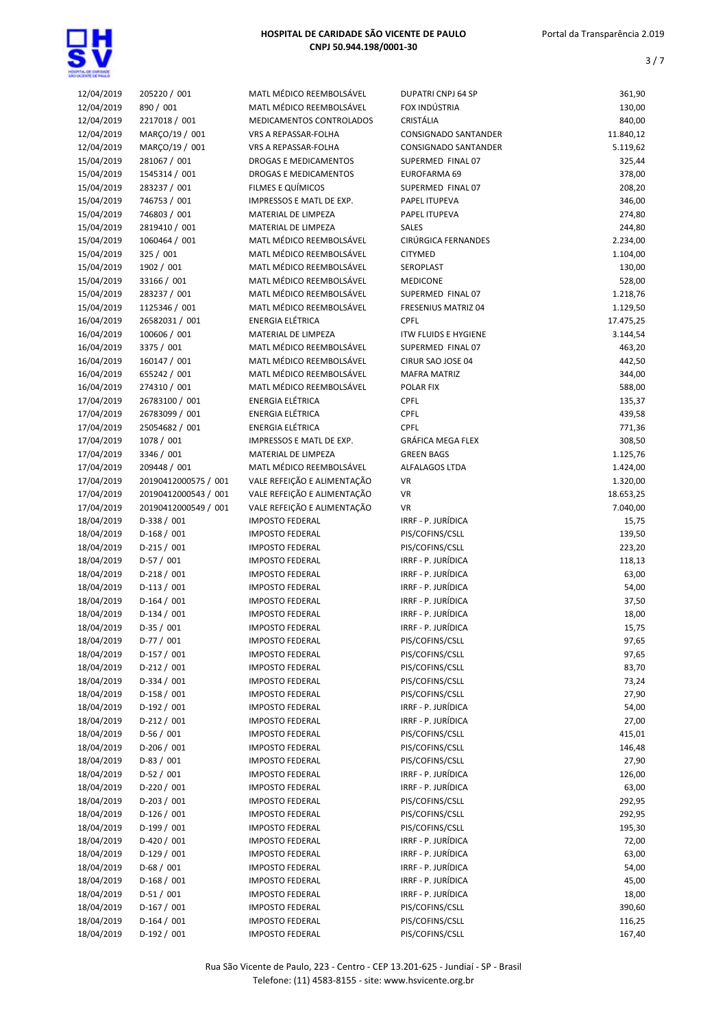| | | | | |
|---|---|---|---|---|
| 12/04/2019 | 205220 / 001 | MATL MÉDICO REEMBOLSÁVEL | DUPATRI CNPJ 64 SP | 361,90 |
| 12/04/2019 | 890 / 001 | MATL MÉDICO REEMBOLSÁVEL | FOX INDÚSTRIA | 130,00 |
| 12/04/2019 | 2217018 / 001 | MEDICAMENTOS CONTROLADOS | CRISTÁLIA | 840,00 |
| 12/04/2019 | MARÇO/19 / 001 | VRS A REPASSAR-FOLHA | CONSIGNADO SANTANDER | 11.840,12 |
| 12/04/2019 | MARÇO/19 / 001 | VRS A REPASSAR-FOLHA | CONSIGNADO SANTANDER | 5.119,62 |
| 15/04/2019 | 281067 / 001 | DROGAS E MEDICAMENTOS | SUPERMED FINAL 07 | 325,44 |
| 15/04/2019 | 1545314 / 001 | DROGAS E MEDICAMENTOS | EUROFARMA 69 | 378,00 |
| 15/04/2019 | 283237 / 001 | FILMES E QUÍMICOS | SUPERMED FINAL 07 | 208,20 |
| 15/04/2019 | 746753 / 001 | IMPRESSOS E MATL DE EXP. | PAPEL ITUPEVA | 346,00 |
| 15/04/2019 | 746803 / 001 | MATERIAL DE LIMPEZA | PAPEL ITUPEVA | 274,80 |
| 15/04/2019 | 2819410 / 001 | MATERIAL DE LIMPEZA | SALES | 244,80 |
| 15/04/2019 | 1060464 / 001 | MATL MÉDICO REEMBOLSÁVEL | CIRÚRGICA FERNANDES | 2.234,00 |
| 15/04/2019 | 325 / 001 | MATL MÉDICO REEMBOLSÁVEL | CITYMED | 1.104,00 |
| 15/04/2019 | 1902 / 001 | MATL MÉDICO REEMBOLSÁVEL | SEROPLAST | 130,00 |
| 15/04/2019 | 33166 / 001 | MATL MÉDICO REEMBOLSÁVEL | MEDICONE | 528,00 |
| 15/04/2019 | 283237 / 001 | MATL MÉDICO REEMBOLSÁVEL | SUPERMED FINAL 07 | 1.218,76 |
| 15/04/2019 | 1125346 / 001 | MATL MÉDICO REEMBOLSÁVEL | FRESENIUS MATRIZ 04 | 1.129,50 |
| 16/04/2019 | 26582031 / 001 | ENERGIA ELÉTRICA | CPFL | 17.475,25 |
| 16/04/2019 | 100606 / 001 | MATERIAL DE LIMPEZA | ITW FLUIDS E HYGIENE | 3.144,54 |
| 16/04/2019 | 3375 / 001 | MATL MÉDICO REEMBOLSÁVEL | SUPERMED FINAL 07 | 463,20 |
| 16/04/2019 | 160147 / 001 | MATL MÉDICO REEMBOLSÁVEL | CIRUR SAO JOSE 04 | 442,50 |
| 16/04/2019 | 655242 / 001 | MATL MÉDICO REEMBOLSÁVEL | MAFRA MATRIZ | 344,00 |
| 16/04/2019 | 274310 / 001 | MATL MÉDICO REEMBOLSÁVEL | POLAR FIX | 588,00 |
| 17/04/2019 | 26783100 / 001 | ENERGIA ELÉTRICA | CPFL | 135,37 |
| 17/04/2019 | 26783099 / 001 | ENERGIA ELÉTRICA | CPFL | 439,58 |
| 17/04/2019 | 25054682 / 001 | ENERGIA ELÉTRICA | CPFL | 771,36 |
| 17/04/2019 | 1078 / 001 | IMPRESSOS E MATL DE EXP. | GRÁFICA MEGA FLEX | 308,50 |
| 17/04/2019 | 3346 / 001 | MATERIAL DE LIMPEZA | GREEN BAGS | 1.125,76 |
| 17/04/2019 | 209448 / 001 | MATL MÉDICO REEMBOLSÁVEL | ALFALAGOS LTDA | 1.424,00 |
| 17/04/2019 | 20190412000575 / 001 | VALE REFEIÇÃO E ALIMENTAÇÃO | VR | 1.320,00 |
| 17/04/2019 | 20190412000543 / 001 | VALE REFEIÇÃO E ALIMENTAÇÃO | VR | 18.653,25 |
| 17/04/2019 | 20190412000549 / 001 | VALE REFEIÇÃO E ALIMENTAÇÃO | VR | 7.040,00 |
| 18/04/2019 | D-338 / 001 | IMPOSTO FEDERAL | IRRF - P. JURÍDICA | 15,75 |
| 18/04/2019 | D-168 / 001 | IMPOSTO FEDERAL | PIS/COFINS/CSLL | 139,50 |
| 18/04/2019 | D-215 / 001 | IMPOSTO FEDERAL | PIS/COFINS/CSLL | 223,20 |
| 18/04/2019 | D-57 / 001 | IMPOSTO FEDERAL | IRRF - P. JURÍDICA | 118,13 |
| 18/04/2019 | D-218 / 001 | IMPOSTO FEDERAL | IRRF - P. JURÍDICA | 63,00 |
| 18/04/2019 | D-113 / 001 | IMPOSTO FEDERAL | IRRF - P. JURÍDICA | 54,00 |
| 18/04/2019 | D-164 / 001 | IMPOSTO FEDERAL | IRRF - P. JURÍDICA | 37,50 |
| 18/04/2019 | D-134 / 001 | IMPOSTO FEDERAL | IRRF - P. JURÍDICA | 18,00 |
| 18/04/2019 | D-35 / 001 | IMPOSTO FEDERAL | IRRF - P. JURÍDICA | 15,75 |
| 18/04/2019 | D-77 / 001 | IMPOSTO FEDERAL | PIS/COFINS/CSLL | 97,65 |
| 18/04/2019 | D-157 / 001 | IMPOSTO FEDERAL | PIS/COFINS/CSLL | 97,65 |
| 18/04/2019 | D-212 / 001 | IMPOSTO FEDERAL | PIS/COFINS/CSLL | 83,70 |
| 18/04/2019 | D-334 / 001 | IMPOSTO FEDERAL | PIS/COFINS/CSLL | 73,24 |
| 18/04/2019 | D-158 / 001 | IMPOSTO FEDERAL | PIS/COFINS/CSLL | 27,90 |
| 18/04/2019 | D-192 / 001 | IMPOSTO FEDERAL | IRRF - P. JURÍDICA | 54,00 |
| 18/04/2019 | D-212 / 001 | IMPOSTO FEDERAL | IRRF - P. JURÍDICA | 27,00 |
| 18/04/2019 | D-56 / 001 | IMPOSTO FEDERAL | PIS/COFINS/CSLL | 415,01 |
| 18/04/2019 | D-206 / 001 | IMPOSTO FEDERAL | PIS/COFINS/CSLL | 146,48 |
| 18/04/2019 | D-83 / 001 | IMPOSTO FEDERAL | PIS/COFINS/CSLL | 27,90 |
| 18/04/2019 | D-52 / 001 | IMPOSTO FEDERAL | IRRF - P. JURÍDICA | 126,00 |
| 18/04/2019 | D-220 / 001 | IMPOSTO FEDERAL | IRRF - P. JURÍDICA | 63,00 |
| 18/04/2019 | D-203 / 001 | IMPOSTO FEDERAL | PIS/COFINS/CSLL | 292,95 |
| 18/04/2019 | D-126 / 001 | IMPOSTO FEDERAL | PIS/COFINS/CSLL | 292,95 |
| 18/04/2019 | D-199 / 001 | IMPOSTO FEDERAL | PIS/COFINS/CSLL | 195,30 |
| 18/04/2019 | D-420 / 001 | IMPOSTO FEDERAL | IRRF - P. JURÍDICA | 72,00 |
| 18/04/2019 | D-129 / 001 | IMPOSTO FEDERAL | IRRF - P. JURÍDICA | 63,00 |
| 18/04/2019 | D-68 / 001 | IMPOSTO FEDERAL | IRRF - P. JURÍDICA | 54,00 |
| 18/04/2019 | D-168 / 001 | IMPOSTO FEDERAL | IRRF - P. JURÍDICA | 45,00 |
| 18/04/2019 | D-51 / 001 | IMPOSTO FEDERAL | IRRF - P. JURÍDICA | 18,00 |
| 18/04/2019 | D-167 / 001 | IMPOSTO FEDERAL | PIS/COFINS/CSLL | 390,60 |
| 18/04/2019 | D-164 / 001 | IMPOSTO FEDERAL | PIS/COFINS/CSLL | 116,25 |
| 18/04/2019 | D-192 / 001 | IMPOSTO FEDERAL | PIS/COFINS/CSLL | 167,40 |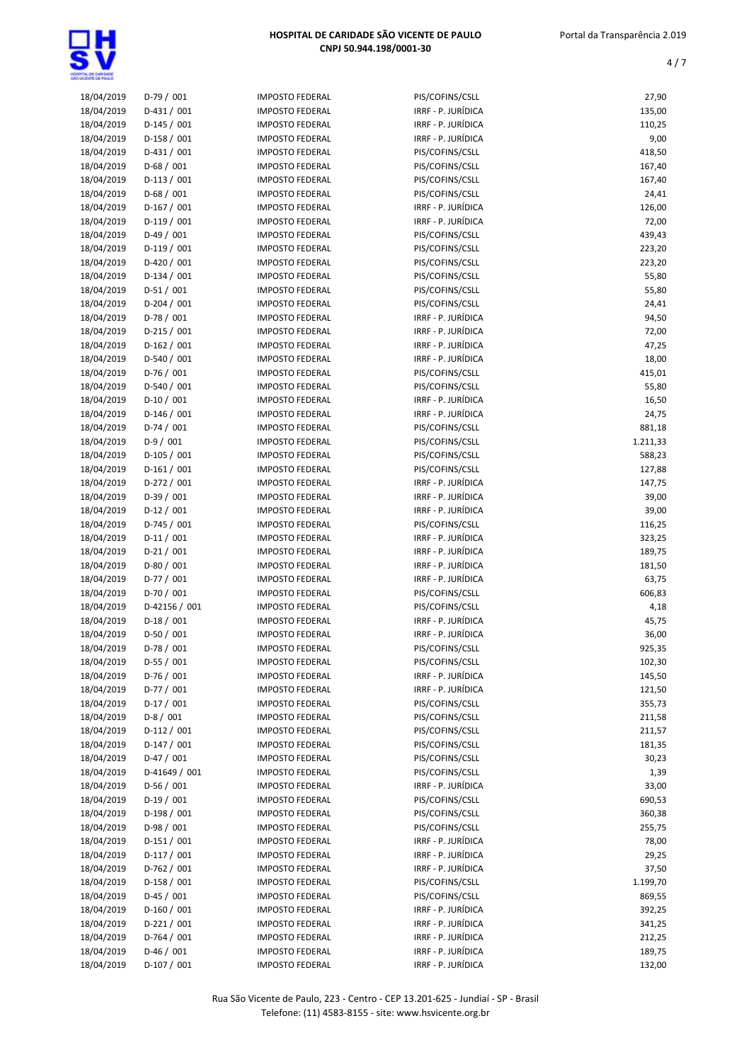| | | | | |
|---|---|---|---|---|
| 18/04/2019 | D-79 / 001 | IMPOSTO FEDERAL | PIS/COFINS/CSLL | 27,90 |
| 18/04/2019 | D-431 / 001 | IMPOSTO FEDERAL | IRRF - P. JURÍDICA | 135,00 |
| 18/04/2019 | D-145 / 001 | IMPOSTO FEDERAL | IRRF - P. JURÍDICA | 110,25 |
| 18/04/2019 | D-158 / 001 | IMPOSTO FEDERAL | IRRF - P. JURÍDICA | 9,00 |
| 18/04/2019 | D-431 / 001 | IMPOSTO FEDERAL | PIS/COFINS/CSLL | 418,50 |
| 18/04/2019 | D-68 / 001 | IMPOSTO FEDERAL | PIS/COFINS/CSLL | 167,40 |
| 18/04/2019 | D-113 / 001 | IMPOSTO FEDERAL | PIS/COFINS/CSLL | 167,40 |
| 18/04/2019 | D-68 / 001 | IMPOSTO FEDERAL | PIS/COFINS/CSLL | 24,41 |
| 18/04/2019 | D-167 / 001 | IMPOSTO FEDERAL | IRRF - P. JURÍDICA | 126,00 |
| 18/04/2019 | D-119 / 001 | IMPOSTO FEDERAL | IRRF - P. JURÍDICA | 72,00 |
| 18/04/2019 | D-49 / 001 | IMPOSTO FEDERAL | PIS/COFINS/CSLL | 439,43 |
| 18/04/2019 | D-119 / 001 | IMPOSTO FEDERAL | PIS/COFINS/CSLL | 223,20 |
| 18/04/2019 | D-420 / 001 | IMPOSTO FEDERAL | PIS/COFINS/CSLL | 223,20 |
| 18/04/2019 | D-134 / 001 | IMPOSTO FEDERAL | PIS/COFINS/CSLL | 55,80 |
| 18/04/2019 | D-51 / 001 | IMPOSTO FEDERAL | PIS/COFINS/CSLL | 55,80 |
| 18/04/2019 | D-204 / 001 | IMPOSTO FEDERAL | PIS/COFINS/CSLL | 24,41 |
| 18/04/2019 | D-78 / 001 | IMPOSTO FEDERAL | IRRF - P. JURÍDICA | 94,50 |
| 18/04/2019 | D-215 / 001 | IMPOSTO FEDERAL | IRRF - P. JURÍDICA | 72,00 |
| 18/04/2019 | D-162 / 001 | IMPOSTO FEDERAL | IRRF - P. JURÍDICA | 47,25 |
| 18/04/2019 | D-540 / 001 | IMPOSTO FEDERAL | IRRF - P. JURÍDICA | 18,00 |
| 18/04/2019 | D-76 / 001 | IMPOSTO FEDERAL | PIS/COFINS/CSLL | 415,01 |
| 18/04/2019 | D-540 / 001 | IMPOSTO FEDERAL | PIS/COFINS/CSLL | 55,80 |
| 18/04/2019 | D-10 / 001 | IMPOSTO FEDERAL | IRRF - P. JURÍDICA | 16,50 |
| 18/04/2019 | D-146 / 001 | IMPOSTO FEDERAL | IRRF - P. JURÍDICA | 24,75 |
| 18/04/2019 | D-74 / 001 | IMPOSTO FEDERAL | PIS/COFINS/CSLL | 881,18 |
| 18/04/2019 | D-9 / 001 | IMPOSTO FEDERAL | PIS/COFINS/CSLL | 1.211,33 |
| 18/04/2019 | D-105 / 001 | IMPOSTO FEDERAL | PIS/COFINS/CSLL | 588,23 |
| 18/04/2019 | D-161 / 001 | IMPOSTO FEDERAL | PIS/COFINS/CSLL | 127,88 |
| 18/04/2019 | D-272 / 001 | IMPOSTO FEDERAL | IRRF - P. JURÍDICA | 147,75 |
| 18/04/2019 | D-39 / 001 | IMPOSTO FEDERAL | IRRF - P. JURÍDICA | 39,00 |
| 18/04/2019 | D-12 / 001 | IMPOSTO FEDERAL | IRRF - P. JURÍDICA | 39,00 |
| 18/04/2019 | D-745 / 001 | IMPOSTO FEDERAL | PIS/COFINS/CSLL | 116,25 |
| 18/04/2019 | D-11 / 001 | IMPOSTO FEDERAL | IRRF - P. JURÍDICA | 323,25 |
| 18/04/2019 | D-21 / 001 | IMPOSTO FEDERAL | IRRF - P. JURÍDICA | 189,75 |
| 18/04/2019 | D-80 / 001 | IMPOSTO FEDERAL | IRRF - P. JURÍDICA | 181,50 |
| 18/04/2019 | D-77 / 001 | IMPOSTO FEDERAL | IRRF - P. JURÍDICA | 63,75 |
| 18/04/2019 | D-70 / 001 | IMPOSTO FEDERAL | PIS/COFINS/CSLL | 606,83 |
| 18/04/2019 | D-42156 / 001 | IMPOSTO FEDERAL | PIS/COFINS/CSLL | 4,18 |
| 18/04/2019 | D-18 / 001 | IMPOSTO FEDERAL | IRRF - P. JURÍDICA | 45,75 |
| 18/04/2019 | D-50 / 001 | IMPOSTO FEDERAL | IRRF - P. JURÍDICA | 36,00 |
| 18/04/2019 | D-78 / 001 | IMPOSTO FEDERAL | PIS/COFINS/CSLL | 925,35 |
| 18/04/2019 | D-55 / 001 | IMPOSTO FEDERAL | PIS/COFINS/CSLL | 102,30 |
| 18/04/2019 | D-76 / 001 | IMPOSTO FEDERAL | IRRF - P. JURÍDICA | 145,50 |
| 18/04/2019 | D-77 / 001 | IMPOSTO FEDERAL | IRRF - P. JURÍDICA | 121,50 |
| 18/04/2019 | D-17 / 001 | IMPOSTO FEDERAL | PIS/COFINS/CSLL | 355,73 |
| 18/04/2019 | D-8 / 001 | IMPOSTO FEDERAL | PIS/COFINS/CSLL | 211,58 |
| 18/04/2019 | D-112 / 001 | IMPOSTO FEDERAL | PIS/COFINS/CSLL | 211,57 |
| 18/04/2019 | D-147 / 001 | IMPOSTO FEDERAL | PIS/COFINS/CSLL | 181,35 |
| 18/04/2019 | D-47 / 001 | IMPOSTO FEDERAL | PIS/COFINS/CSLL | 30,23 |
| 18/04/2019 | D-41649 / 001 | IMPOSTO FEDERAL | PIS/COFINS/CSLL | 1,39 |
| 18/04/2019 | D-56 / 001 | IMPOSTO FEDERAL | IRRF - P. JURÍDICA | 33,00 |
| 18/04/2019 | D-19 / 001 | IMPOSTO FEDERAL | PIS/COFINS/CSLL | 690,53 |
| 18/04/2019 | D-198 / 001 | IMPOSTO FEDERAL | PIS/COFINS/CSLL | 360,38 |
| 18/04/2019 | D-98 / 001 | IMPOSTO FEDERAL | PIS/COFINS/CSLL | 255,75 |
| 18/04/2019 | D-151 / 001 | IMPOSTO FEDERAL | IRRF - P. JURÍDICA | 78,00 |
| 18/04/2019 | D-117 / 001 | IMPOSTO FEDERAL | IRRF - P. JURÍDICA | 29,25 |
| 18/04/2019 | D-762 / 001 | IMPOSTO FEDERAL | IRRF - P. JURÍDICA | 37,50 |
| 18/04/2019 | D-158 / 001 | IMPOSTO FEDERAL | PIS/COFINS/CSLL | 1.199,70 |
| 18/04/2019 | D-45 / 001 | IMPOSTO FEDERAL | PIS/COFINS/CSLL | 869,55 |
| 18/04/2019 | D-160 / 001 | IMPOSTO FEDERAL | IRRF - P. JURÍDICA | 392,25 |
| 18/04/2019 | D-221 / 001 | IMPOSTO FEDERAL | IRRF - P. JURÍDICA | 341,25 |
| 18/04/2019 | D-764 / 001 | IMPOSTO FEDERAL | IRRF - P. JURÍDICA | 212,25 |
| 18/04/2019 | D-46 / 001 | IMPOSTO FEDERAL | IRRF - P. JURÍDICA | 189,75 |
| 18/04/2019 | D-107 / 001 | IMPOSTO FEDERAL | IRRF - P. JURÍDICA | 132,00 |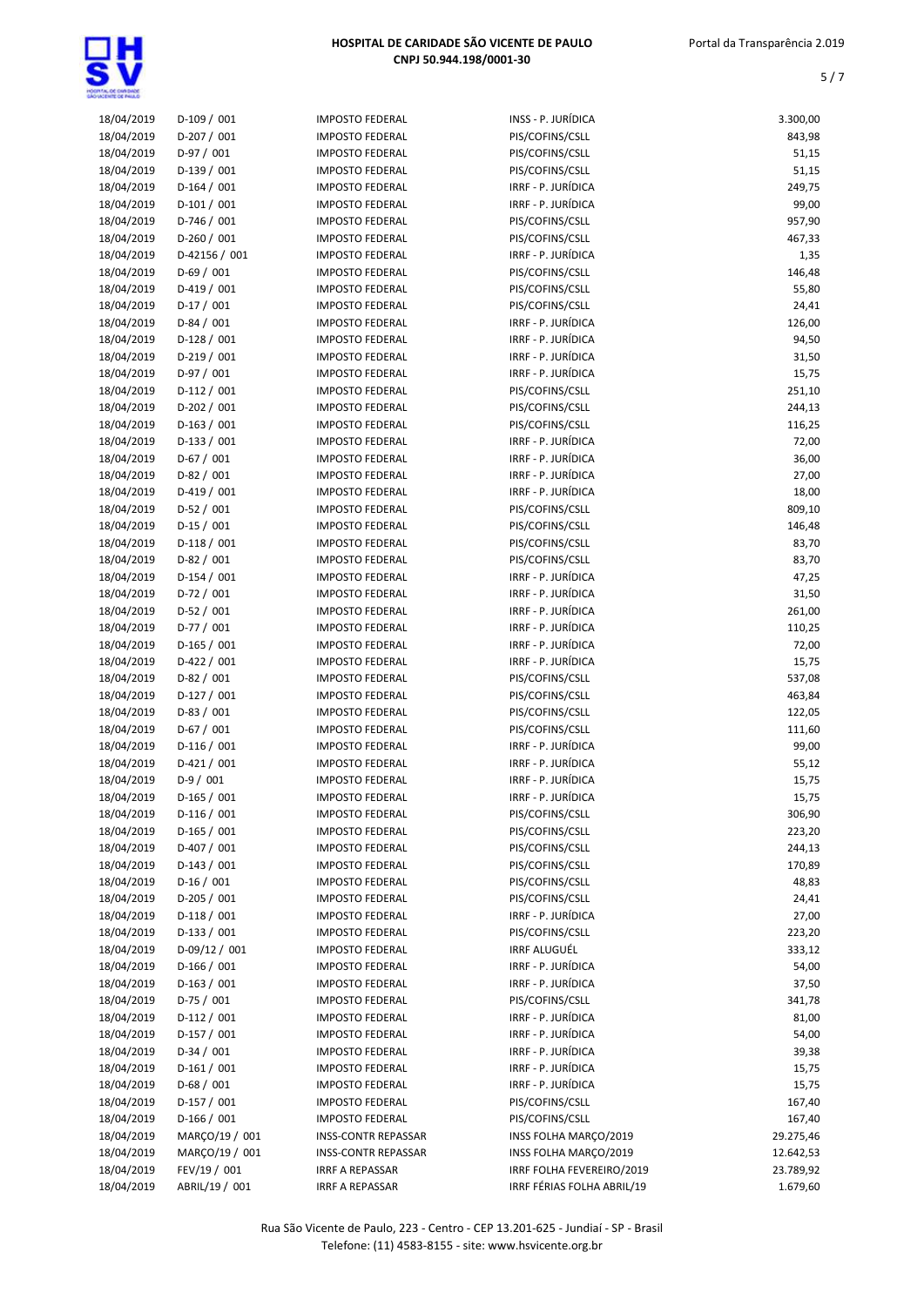| | | | | |
|---|---|---|---|---|
| 18/04/2019 | D-109 / 001 | IMPOSTO FEDERAL | INSS - P. JURÍDICA | 3.300,00 |
| 18/04/2019 | D-207 / 001 | IMPOSTO FEDERAL | PIS/COFINS/CSLL | 843,98 |
| 18/04/2019 | D-97 / 001 | IMPOSTO FEDERAL | PIS/COFINS/CSLL | 51,15 |
| 18/04/2019 | D-139 / 001 | IMPOSTO FEDERAL | PIS/COFINS/CSLL | 51,15 |
| 18/04/2019 | D-164 / 001 | IMPOSTO FEDERAL | IRRF - P. JURÍDICA | 249,75 |
| 18/04/2019 | D-101 / 001 | IMPOSTO FEDERAL | IRRF - P. JURÍDICA | 99,00 |
| 18/04/2019 | D-746 / 001 | IMPOSTO FEDERAL | PIS/COFINS/CSLL | 957,90 |
| 18/04/2019 | D-260 / 001 | IMPOSTO FEDERAL | PIS/COFINS/CSLL | 467,33 |
| 18/04/2019 | D-42156 / 001 | IMPOSTO FEDERAL | IRRF - P. JURÍDICA | 1,35 |
| 18/04/2019 | D-69 / 001 | IMPOSTO FEDERAL | PIS/COFINS/CSLL | 146,48 |
| 18/04/2019 | D-419 / 001 | IMPOSTO FEDERAL | PIS/COFINS/CSLL | 55,80 |
| 18/04/2019 | D-17 / 001 | IMPOSTO FEDERAL | PIS/COFINS/CSLL | 24,41 |
| 18/04/2019 | D-84 / 001 | IMPOSTO FEDERAL | IRRF - P. JURÍDICA | 126,00 |
| 18/04/2019 | D-128 / 001 | IMPOSTO FEDERAL | IRRF - P. JURÍDICA | 94,50 |
| 18/04/2019 | D-219 / 001 | IMPOSTO FEDERAL | IRRF - P. JURÍDICA | 31,50 |
| 18/04/2019 | D-97 / 001 | IMPOSTO FEDERAL | IRRF - P. JURÍDICA | 15,75 |
| 18/04/2019 | D-112 / 001 | IMPOSTO FEDERAL | PIS/COFINS/CSLL | 251,10 |
| 18/04/2019 | D-202 / 001 | IMPOSTO FEDERAL | PIS/COFINS/CSLL | 244,13 |
| 18/04/2019 | D-163 / 001 | IMPOSTO FEDERAL | PIS/COFINS/CSLL | 116,25 |
| 18/04/2019 | D-133 / 001 | IMPOSTO FEDERAL | IRRF - P. JURÍDICA | 72,00 |
| 18/04/2019 | D-67 / 001 | IMPOSTO FEDERAL | IRRF - P. JURÍDICA | 36,00 |
| 18/04/2019 | D-82 / 001 | IMPOSTO FEDERAL | IRRF - P. JURÍDICA | 27,00 |
| 18/04/2019 | D-419 / 001 | IMPOSTO FEDERAL | IRRF - P. JURÍDICA | 18,00 |
| 18/04/2019 | D-52 / 001 | IMPOSTO FEDERAL | PIS/COFINS/CSLL | 809,10 |
| 18/04/2019 | D-15 / 001 | IMPOSTO FEDERAL | PIS/COFINS/CSLL | 146,48 |
| 18/04/2019 | D-118 / 001 | IMPOSTO FEDERAL | PIS/COFINS/CSLL | 83,70 |
| 18/04/2019 | D-82 / 001 | IMPOSTO FEDERAL | PIS/COFINS/CSLL | 83,70 |
| 18/04/2019 | D-154 / 001 | IMPOSTO FEDERAL | IRRF - P. JURÍDICA | 47,25 |
| 18/04/2019 | D-72 / 001 | IMPOSTO FEDERAL | IRRF - P. JURÍDICA | 31,50 |
| 18/04/2019 | D-52 / 001 | IMPOSTO FEDERAL | IRRF - P. JURÍDICA | 261,00 |
| 18/04/2019 | D-77 / 001 | IMPOSTO FEDERAL | IRRF - P. JURÍDICA | 110,25 |
| 18/04/2019 | D-165 / 001 | IMPOSTO FEDERAL | IRRF - P. JURÍDICA | 72,00 |
| 18/04/2019 | D-422 / 001 | IMPOSTO FEDERAL | IRRF - P. JURÍDICA | 15,75 |
| 18/04/2019 | D-82 / 001 | IMPOSTO FEDERAL | PIS/COFINS/CSLL | 537,08 |
| 18/04/2019 | D-127 / 001 | IMPOSTO FEDERAL | PIS/COFINS/CSLL | 463,84 |
| 18/04/2019 | D-83 / 001 | IMPOSTO FEDERAL | PIS/COFINS/CSLL | 122,05 |
| 18/04/2019 | D-67 / 001 | IMPOSTO FEDERAL | PIS/COFINS/CSLL | 111,60 |
| 18/04/2019 | D-116 / 001 | IMPOSTO FEDERAL | IRRF - P. JURÍDICA | 99,00 |
| 18/04/2019 | D-421 / 001 | IMPOSTO FEDERAL | IRRF - P. JURÍDICA | 55,12 |
| 18/04/2019 | D-9 / 001 | IMPOSTO FEDERAL | IRRF - P. JURÍDICA | 15,75 |
| 18/04/2019 | D-165 / 001 | IMPOSTO FEDERAL | IRRF - P. JURÍDICA | 15,75 |
| 18/04/2019 | D-116 / 001 | IMPOSTO FEDERAL | PIS/COFINS/CSLL | 306,90 |
| 18/04/2019 | D-165 / 001 | IMPOSTO FEDERAL | PIS/COFINS/CSLL | 223,20 |
| 18/04/2019 | D-407 / 001 | IMPOSTO FEDERAL | PIS/COFINS/CSLL | 244,13 |
| 18/04/2019 | D-143 / 001 | IMPOSTO FEDERAL | PIS/COFINS/CSLL | 170,89 |
| 18/04/2019 | D-16 / 001 | IMPOSTO FEDERAL | PIS/COFINS/CSLL | 48,83 |
| 18/04/2019 | D-205 / 001 | IMPOSTO FEDERAL | PIS/COFINS/CSLL | 24,41 |
| 18/04/2019 | D-118 / 001 | IMPOSTO FEDERAL | IRRF - P. JURÍDICA | 27,00 |
| 18/04/2019 | D-133 / 001 | IMPOSTO FEDERAL | PIS/COFINS/CSLL | 223,20 |
| 18/04/2019 | D-09/12 / 001 | IMPOSTO FEDERAL | IRRF ALUGUÉL | 333,12 |
| 18/04/2019 | D-166 / 001 | IMPOSTO FEDERAL | IRRF - P. JURÍDICA | 54,00 |
| 18/04/2019 | D-163 / 001 | IMPOSTO FEDERAL | IRRF - P. JURÍDICA | 37,50 |
| 18/04/2019 | D-75 / 001 | IMPOSTO FEDERAL | PIS/COFINS/CSLL | 341,78 |
| 18/04/2019 | D-112 / 001 | IMPOSTO FEDERAL | IRRF - P. JURÍDICA | 81,00 |
| 18/04/2019 | D-157 / 001 | IMPOSTO FEDERAL | IRRF - P. JURÍDICA | 54,00 |
| 18/04/2019 | D-34 / 001 | IMPOSTO FEDERAL | IRRF - P. JURÍDICA | 39,38 |
| 18/04/2019 | D-161 / 001 | IMPOSTO FEDERAL | IRRF - P. JURÍDICA | 15,75 |
| 18/04/2019 | D-68 / 001 | IMPOSTO FEDERAL | IRRF - P. JURÍDICA | 15,75 |
| 18/04/2019 | D-157 / 001 | IMPOSTO FEDERAL | PIS/COFINS/CSLL | 167,40 |
| 18/04/2019 | D-166 / 001 | IMPOSTO FEDERAL | PIS/COFINS/CSLL | 167,40 |
| 18/04/2019 | MARÇO/19 / 001 | INSS-CONTR REPASSAR | INSS FOLHA MARÇO/2019 | 29.275,46 |
| 18/04/2019 | MARÇO/19 / 001 | INSS-CONTR REPASSAR | INSS FOLHA MARÇO/2019 | 12.642,53 |
| 18/04/2019 | FEV/19 / 001 | IRRF A REPASSAR | IRRF FOLHA FEVEREIRO/2019 | 23.789,92 |
| 18/04/2019 | ABRIL/19 / 001 | IRRF A REPASSAR | IRRF FÉRIAS FOLHA ABRIL/19 | 1.679,60 |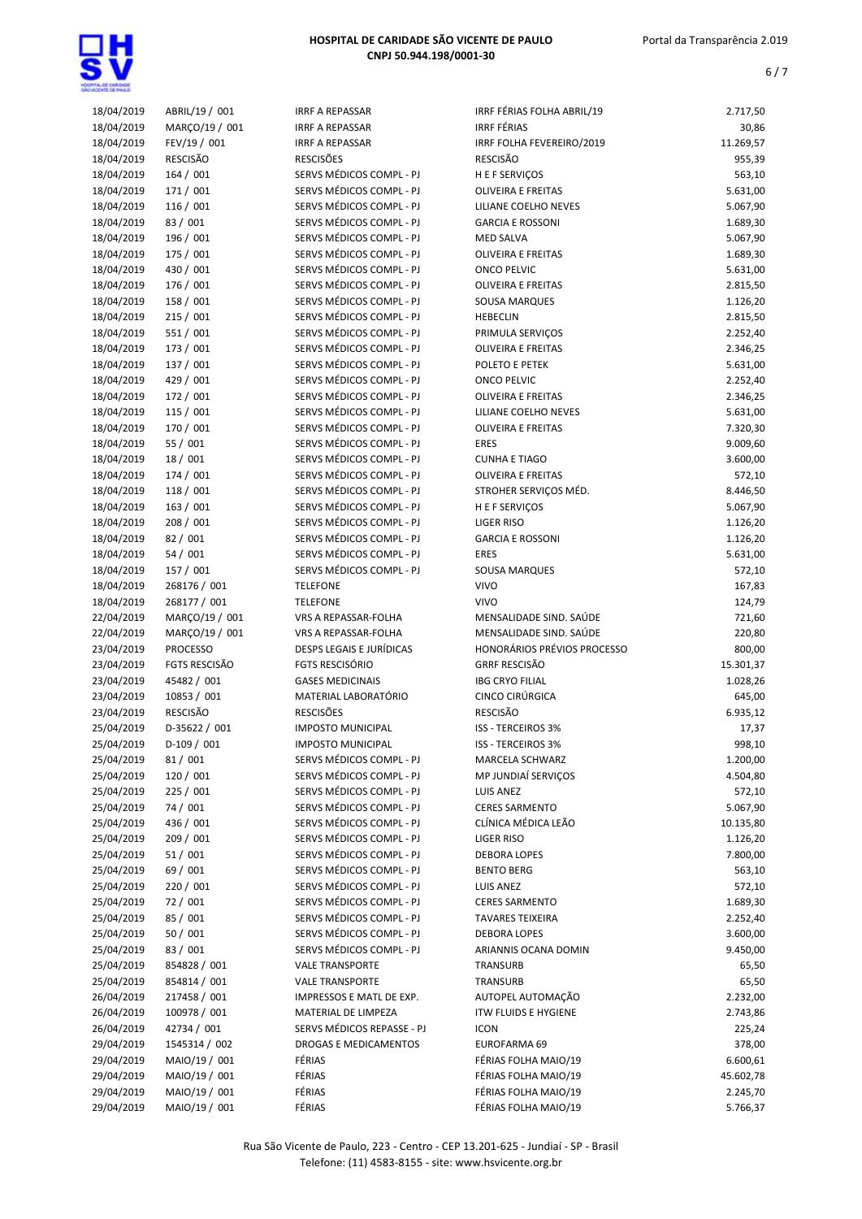| | | | | |
|---|---|---|---|---|
| 18/04/2019 | ABRIL/19 / 001 | IRRF A REPASSAR | IRRF FÉRIAS FOLHA ABRIL/19 | 2.717,50 |
| 18/04/2019 | MARÇO/19 / 001 | IRRF A REPASSAR | IRRF FÉRIAS | 30,86 |
| 18/04/2019 | FEV/19 / 001 | IRRF A REPASSAR | IRRF FOLHA FEVEREIRO/2019 | 11.269,57 |
| 18/04/2019 | RESCISÃO | RESCISÕES | RESCISÃO | 955,39 |
| 18/04/2019 | 164 / 001 | SERVS MÉDICOS COMPL - PJ | H E F SERVIÇOS | 563,10 |
| 18/04/2019 | 171 / 001 | SERVS MÉDICOS COMPL - PJ | OLIVEIRA E FREITAS | 5.631,00 |
| 18/04/2019 | 116 / 001 | SERVS MÉDICOS COMPL - PJ | LILIANE COELHO NEVES | 5.067,90 |
| 18/04/2019 | 83 / 001 | SERVS MÉDICOS COMPL - PJ | GARCIA E ROSSONI | 1.689,30 |
| 18/04/2019 | 196 / 001 | SERVS MÉDICOS COMPL - PJ | MED SALVA | 5.067,90 |
| 18/04/2019 | 175 / 001 | SERVS MÉDICOS COMPL - PJ | OLIVEIRA E FREITAS | 1.689,30 |
| 18/04/2019 | 430 / 001 | SERVS MÉDICOS COMPL - PJ | ONCO PELVIC | 5.631,00 |
| 18/04/2019 | 176 / 001 | SERVS MÉDICOS COMPL - PJ | OLIVEIRA E FREITAS | 2.815,50 |
| 18/04/2019 | 158 / 001 | SERVS MÉDICOS COMPL - PJ | SOUSA MARQUES | 1.126,20 |
| 18/04/2019 | 215 / 001 | SERVS MÉDICOS COMPL - PJ | HEBECLIN | 2.815,50 |
| 18/04/2019 | 551 / 001 | SERVS MÉDICOS COMPL - PJ | PRIMULA SERVIÇOS | 2.252,40 |
| 18/04/2019 | 173 / 001 | SERVS MÉDICOS COMPL - PJ | OLIVEIRA E FREITAS | 2.346,25 |
| 18/04/2019 | 137 / 001 | SERVS MÉDICOS COMPL - PJ | POLETO E PETEK | 5.631,00 |
| 18/04/2019 | 429 / 001 | SERVS MÉDICOS COMPL - PJ | ONCO PELVIC | 2.252,40 |
| 18/04/2019 | 172 / 001 | SERVS MÉDICOS COMPL - PJ | OLIVEIRA E FREITAS | 2.346,25 |
| 18/04/2019 | 115 / 001 | SERVS MÉDICOS COMPL - PJ | LILIANE COELHO NEVES | 5.631,00 |
| 18/04/2019 | 170 / 001 | SERVS MÉDICOS COMPL - PJ | OLIVEIRA E FREITAS | 7.320,30 |
| 18/04/2019 | 55 / 001 | SERVS MÉDICOS COMPL - PJ | ERES | 9.009,60 |
| 18/04/2019 | 18 / 001 | SERVS MÉDICOS COMPL - PJ | CUNHA E TIAGO | 3.600,00 |
| 18/04/2019 | 174 / 001 | SERVS MÉDICOS COMPL - PJ | OLIVEIRA E FREITAS | 572,10 |
| 18/04/2019 | 118 / 001 | SERVS MÉDICOS COMPL - PJ | STROHER SERVIÇOS MÉD. | 8.446,50 |
| 18/04/2019 | 163 / 001 | SERVS MÉDICOS COMPL - PJ | H E F SERVIÇOS | 5.067,90 |
| 18/04/2019 | 208 / 001 | SERVS MÉDICOS COMPL - PJ | LIGER RISO | 1.126,20 |
| 18/04/2019 | 82 / 001 | SERVS MÉDICOS COMPL - PJ | GARCIA E ROSSONI | 1.126,20 |
| 18/04/2019 | 54 / 001 | SERVS MÉDICOS COMPL - PJ | ERES | 5.631,00 |
| 18/04/2019 | 157 / 001 | SERVS MÉDICOS COMPL - PJ | SOUSA MARQUES | 572,10 |
| 18/04/2019 | 268176 / 001 | TELEFONE | VIVO | 167,83 |
| 18/04/2019 | 268177 / 001 | TELEFONE | VIVO | 124,79 |
| 22/04/2019 | MARÇO/19 / 001 | VRS A REPASSAR-FOLHA | MENSALIDADE SIND. SAÚDE | 721,60 |
| 22/04/2019 | MARÇO/19 / 001 | VRS A REPASSAR-FOLHA | MENSALIDADE SIND. SAÚDE | 220,80 |
| 23/04/2019 | PROCESSO | DESPS LEGAIS E JURÍDICAS | HONORÁRIOS PRÉVIOS PROCESSO | 800,00 |
| 23/04/2019 | FGTS RESCISÃO | FGTS RESCISÓRIO | GRRF RESCISÃO | 15.301,37 |
| 23/04/2019 | 45482 / 001 | GASES MEDICINAIS | IBG CRYO FILIAL | 1.028,26 |
| 23/04/2019 | 10853 / 001 | MATERIAL LABORATÓRIO | CINCO CIRÚRGICA | 645,00 |
| 23/04/2019 | RESCISÃO | RESCISÕES | RESCISÃO | 6.935,12 |
| 25/04/2019 | D-35622 / 001 | IMPOSTO MUNICIPAL | ISS - TERCEIROS 3% | 17,37 |
| 25/04/2019 | D-109 / 001 | IMPOSTO MUNICIPAL | ISS - TERCEIROS 3% | 998,10 |
| 25/04/2019 | 81 / 001 | SERVS MÉDICOS COMPL - PJ | MARCELA SCHWARZ | 1.200,00 |
| 25/04/2019 | 120 / 001 | SERVS MÉDICOS COMPL - PJ | MP JUNDIAÍ SERVIÇOS | 4.504,80 |
| 25/04/2019 | 225 / 001 | SERVS MÉDICOS COMPL - PJ | LUIS ANEZ | 572,10 |
| 25/04/2019 | 74 / 001 | SERVS MÉDICOS COMPL - PJ | CERES SARMENTO | 5.067,90 |
| 25/04/2019 | 436 / 001 | SERVS MÉDICOS COMPL - PJ | CLÍNICA MÉDICA LEÃO | 10.135,80 |
| 25/04/2019 | 209 / 001 | SERVS MÉDICOS COMPL - PJ | LIGER RISO | 1.126,20 |
| 25/04/2019 | 51 / 001 | SERVS MÉDICOS COMPL - PJ | DEBORA LOPES | 7.800,00 |
| 25/04/2019 | 69 / 001 | SERVS MÉDICOS COMPL - PJ | BENTO BERG | 563,10 |
| 25/04/2019 | 220 / 001 | SERVS MÉDICOS COMPL - PJ | LUIS ANEZ | 572,10 |
| 25/04/2019 | 72 / 001 | SERVS MÉDICOS COMPL - PJ | CERES SARMENTO | 1.689,30 |
| 25/04/2019 | 85 / 001 | SERVS MÉDICOS COMPL - PJ | TAVARES TEIXEIRA | 2.252,40 |
| 25/04/2019 | 50 / 001 | SERVS MÉDICOS COMPL - PJ | DEBORA LOPES | 3.600,00 |
| 25/04/2019 | 83 / 001 | SERVS MÉDICOS COMPL - PJ | ARIANNIS OCANA DOMIN | 9.450,00 |
| 25/04/2019 | 854828 / 001 | VALE TRANSPORTE | TRANSURB | 65,50 |
| 25/04/2019 | 854814 / 001 | VALE TRANSPORTE | TRANSURB | 65,50 |
| 26/04/2019 | 217458 / 001 | IMPRESSOS E MATL DE EXP. | AUTOPEL AUTOMAÇÃO | 2.232,00 |
| 26/04/2019 | 100978 / 001 | MATERIAL DE LIMPEZA | ITW FLUIDS E HYGIENE | 2.743,86 |
| 26/04/2019 | 42734 / 001 | SERVS MÉDICOS REPASSE - PJ | ICON | 225,24 |
| 29/04/2019 | 1545314 / 002 | DROGAS E MEDICAMENTOS | EUROFARMA 69 | 378,00 |
| 29/04/2019 | MAIO/19 / 001 | FÉRIAS | FÉRIAS FOLHA MAIO/19 | 6.600,61 |
| 29/04/2019 | MAIO/19 / 001 | FÉRIAS | FÉRIAS FOLHA MAIO/19 | 45.602,78 |
| 29/04/2019 | MAIO/19 / 001 | FÉRIAS | FÉRIAS FOLHA MAIO/19 | 2.245,70 |
| 29/04/2019 | MAIO/19 / 001 | FÉRIAS | FÉRIAS FOLHA MAIO/19 | 5.766,37 |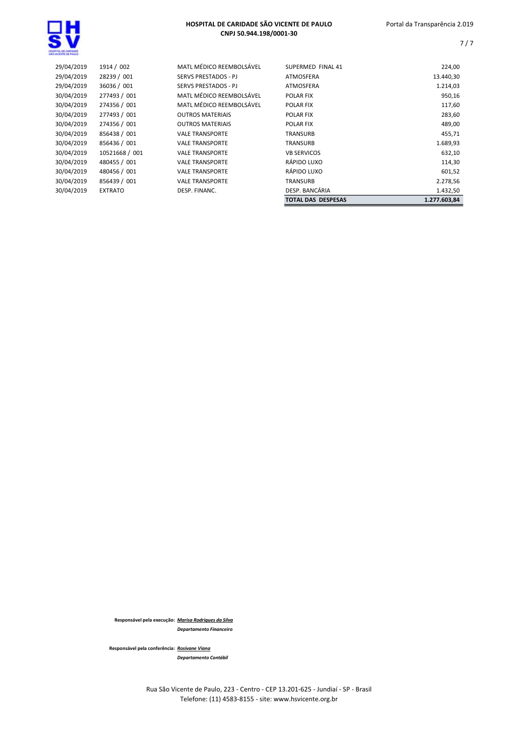| | | | | |
|---|---|---|---|---|
| 29/04/2019 | 1914 / 002 | MATL MÉDICO REEMBOLSÁVEL | SUPERMED FINAL 41 | 224,00 |
| 29/04/2019 | 28239 / 001 | SERVS PRESTADOS - PJ | ATMOSFERA | 13.440,30 |
| 29/04/2019 | 36036 / 001 | SERVS PRESTADOS - PJ | ATMOSFERA | 1.214,03 |
| 30/04/2019 | 277493 / 001 | MATL MÉDICO REEMBOLSÁVEL | POLAR FIX | 950,16 |
| 30/04/2019 | 274356 / 001 | MATL MÉDICO REEMBOLSÁVEL | POLAR FIX | 117,60 |
| 30/04/2019 | 277493 / 001 | OUTROS MATERIAIS | POLAR FIX | 283,60 |
| 30/04/2019 | 274356 / 001 | OUTROS MATERIAIS | POLAR FIX | 489,00 |
| 30/04/2019 | 856438 / 001 | VALE TRANSPORTE | TRANSURB | 455,71 |
| 30/04/2019 | 856436 / 001 | VALE TRANSPORTE | TRANSURB | 1.689,93 |
| 30/04/2019 | 10521668 / 001 | VALE TRANSPORTE | VB SERVICOS | 632,10 |
| 30/04/2019 | 480455 / 001 | VALE TRANSPORTE | RÁPIDO LUXO | 114,30 |
| 30/04/2019 | 480456 / 001 | VALE TRANSPORTE | RÁPIDO LUXO | 601,52 |
| 30/04/2019 | 856439 / 001 | VALE TRANSPORTE | TRANSURB | 2.278,56 |
| 30/04/2019 | EXTRATO | DESP. FINANC. | DESP. BANCÁRIA | 1.432,50 |
| | | | **TOTAL DAS DESPESAS** | **1.277.603,84** |

**Responsável pela execução:** ***Marisa Rodrigues da Silva***
***Departamento Financeiro***

**Responsável pela conferência:** ***Rosivane Viana***
***Departamento Contábil***

Rua São Vicente de Paulo, 223 - Centro - CEP 13.201-625 - Jundiaí - SP - Brasil
Telefone: (11) 4583-8155 - site: www.hsvicente.org.br